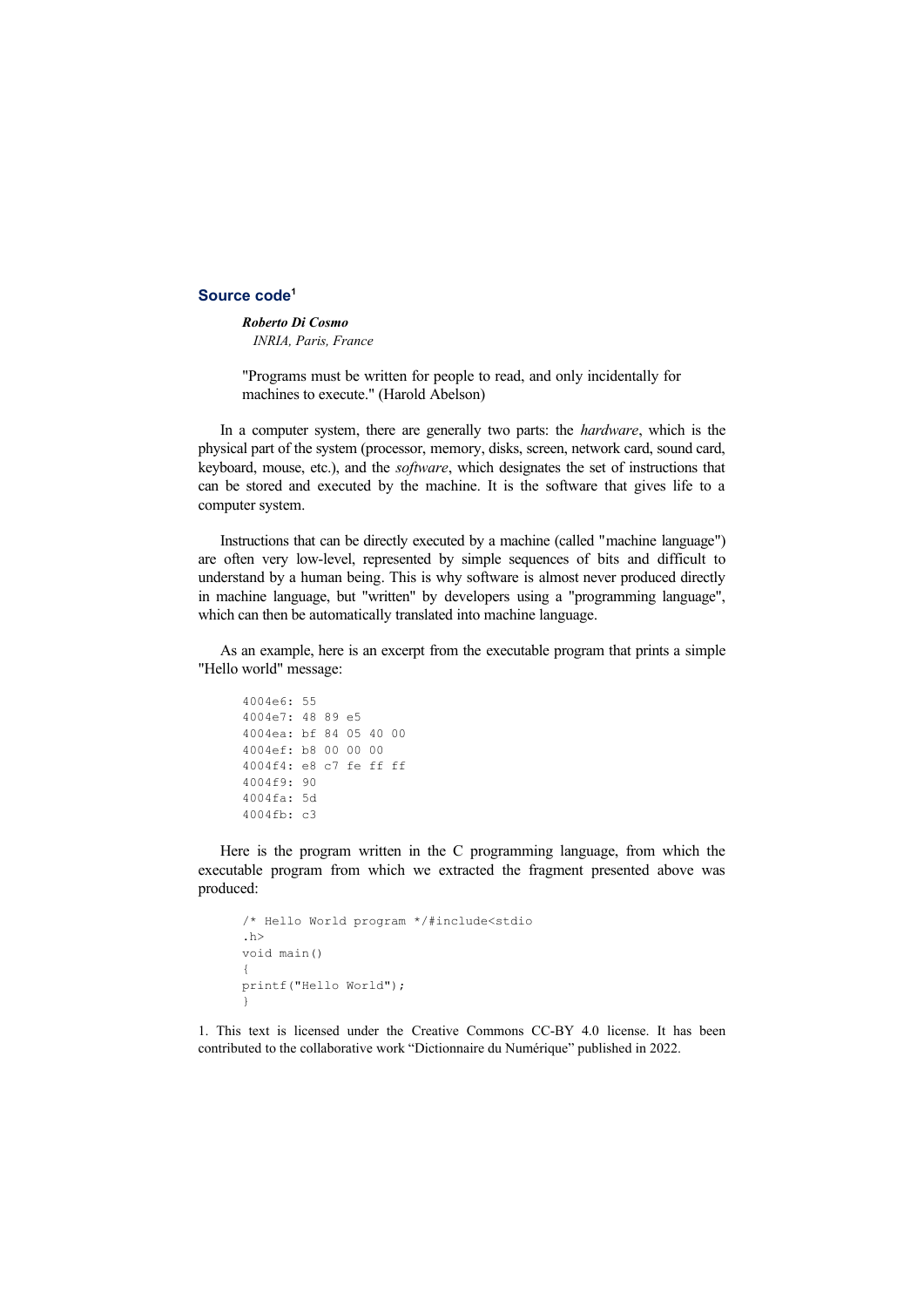## Source code[1]

***Roberto Di Cosmo***
*INRIA, Paris, France*

"Programs must be written for people to read, and only incidentally for machines to execute." (Harold Abelson)

In a computer system, there are generally two parts: the *hardware*, which is the physical part of the system (processor, memory, disks, screen, network card, sound card, keyboard, mouse, etc.), and the *software*, which designates the set of instructions that can be stored and executed by the machine. It is the software that gives life to a computer system.

Instructions that can be directly executed by a machine (called "machine language") are often very low-level, represented by simple sequences of bits and difficult to understand by a human being. This is why software is almost never produced directly in machine language, but "written" by developers using a "programming language", which can then be automatically translated into machine language.

As an example, here is an excerpt from the executable program that prints a simple "Hello world" message:

```
4004e6: 55
4004e7: 48 89 e5
4004ea: bf 84 05 40 00
4004ef: b8 00 00 00
4004f4: e8 c7 fe ff ff
4004f9: 90
4004fa: 5d
4004fb: c3
```

Here is the program written in the C programming language, from which the executable program from which we extracted the fragment presented above was produced:

```
/* Hello World program */#include<stdio
.h>
void main()
{
printf("Hello World");
}
```

1. This text is licensed under the Creative Commons CC-BY 4.0 license. It has been contributed to the collaborative work “Dictionnaire du Numérique” published in 2022.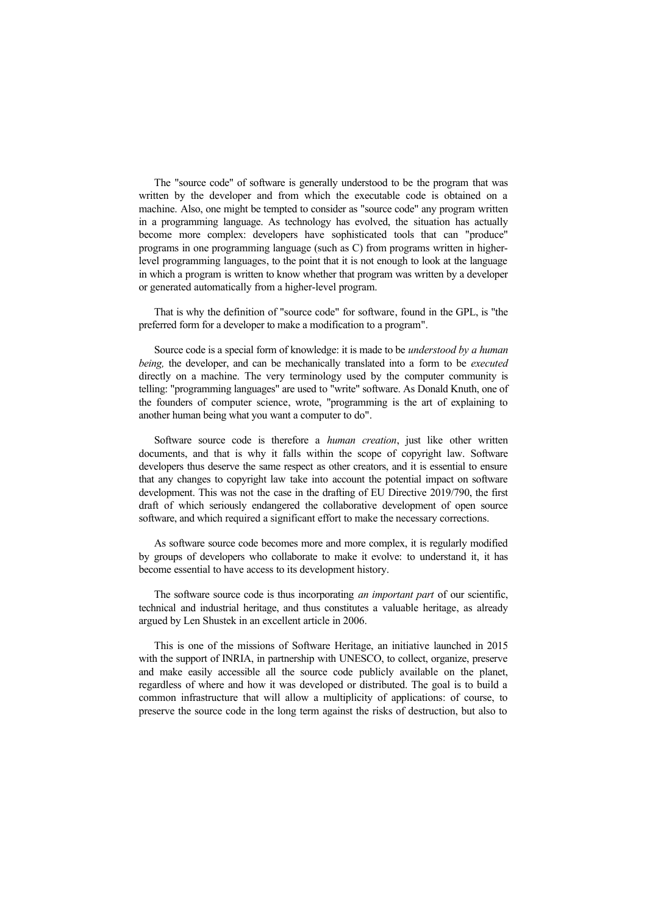The "source code" of software is generally understood to be the program that was written by the developer and from which the executable code is obtained on a machine. Also, one might be tempted to consider as "source code" any program written in a programming language. As technology has evolved, the situation has actually become more complex: developers have sophisticated tools that can "produce" programs in one programming language (such as C) from programs written in higher-level programming languages, to the point that it is not enough to look at the language in which a program is written to know whether that program was written by a developer or generated automatically from a higher-level program.

That is why the definition of "source code" for software, found in the GPL, is "the preferred form for a developer to make a modification to a program".

Source code is a special form of knowledge: it is made to be *understood by a human being,* the developer, and can be mechanically translated into a form to be *executed* directly on a machine. The very terminology used by the computer community is telling: "programming languages" are used to "write" software. As Donald Knuth, one of the founders of computer science, wrote, "programming is the art of explaining to another human being what you want a computer to do".

Software source code is therefore a *human creation*, just like other written documents, and that is why it falls within the scope of copyright law. Software developers thus deserve the same respect as other creators, and it is essential to ensure that any changes to copyright law take into account the potential impact on software development. This was not the case in the drafting of EU Directive 2019/790, the first draft of which seriously endangered the collaborative development of open source software, and which required a significant effort to make the necessary corrections.

As software source code becomes more and more complex, it is regularly modified by groups of developers who collaborate to make it evolve: to understand it, it has become essential to have access to its development history.

The software source code is thus incorporating *an important part* of our scientific, technical and industrial heritage, and thus constitutes a valuable heritage, as already argued by Len Shustek in an excellent article in 2006.

This is one of the missions of Software Heritage, an initiative launched in 2015 with the support of INRIA, in partnership with UNESCO, to collect, organize, preserve and make easily accessible all the source code publicly available on the planet, regardless of where and how it was developed or distributed. The goal is to build a common infrastructure that will allow a multiplicity of applications: of course, to preserve the source code in the long term against the risks of destruction, but also to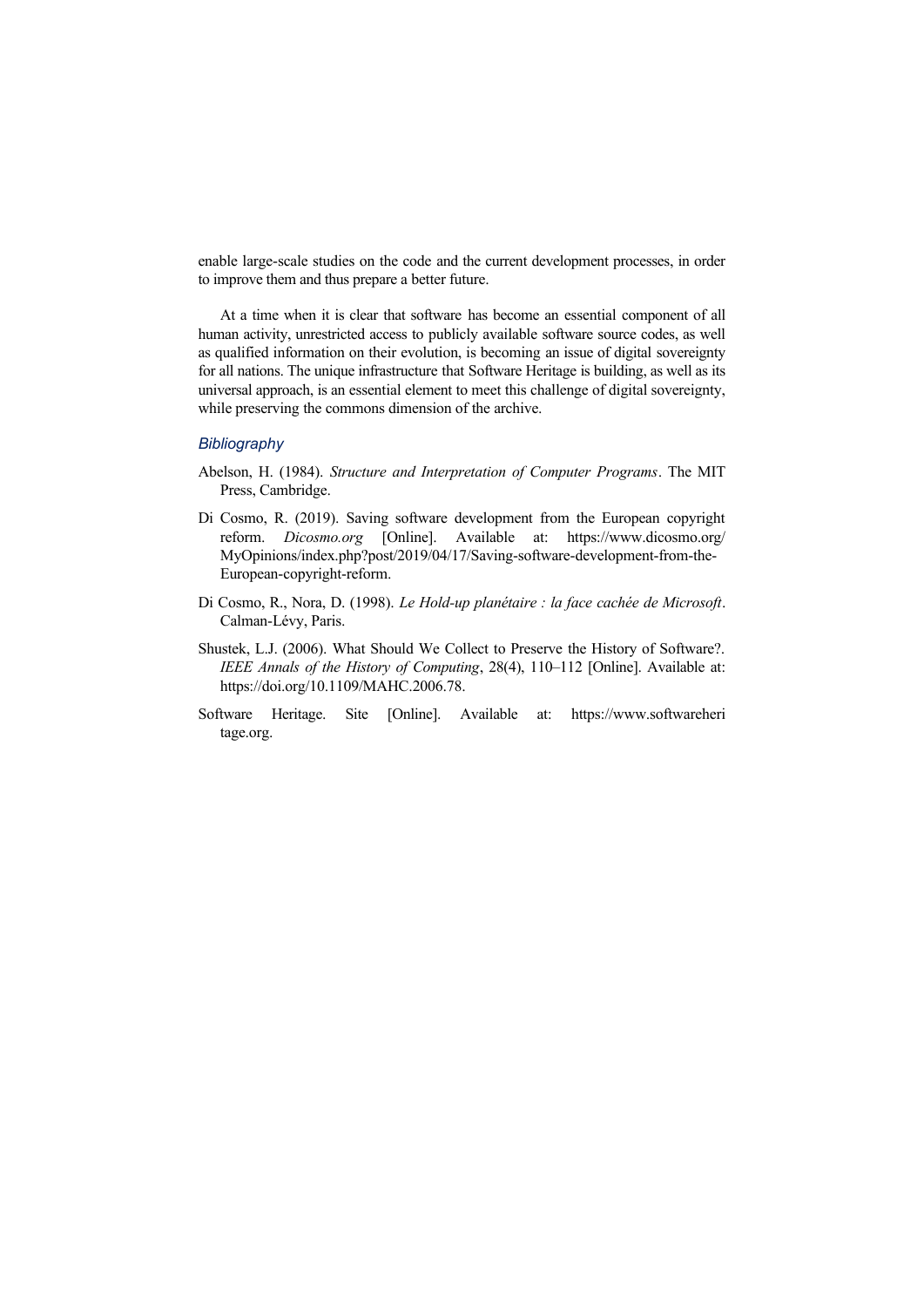enable large-scale studies on the code and the current development processes, in order to improve them and thus prepare a better future.

At a time when it is clear that software has become an essential component of all human activity, unrestricted access to publicly available software source codes, as well as qualified information on their evolution, is becoming an issue of digital sovereignty for all nations. The unique infrastructure that Software Heritage is building, as well as its universal approach, is an essential element to meet this challenge of digital sovereignty, while preserving the commons dimension of the archive.

### *Bibliography*

Abelson, H. (1984). *Structure and Interpretation of Computer Programs*. The MIT Press, Cambridge.

Di Cosmo, R. (2019). Saving software development from the European copyright reform. *Dicosmo.org* [Online]. Available at: https://www.dicosmo.org/MyOpinions/index.php?post/2019/04/17/Saving-software-development-from-the-European-copyright-reform.

Di Cosmo, R., Nora, D. (1998). *Le Hold-up planétaire : la face cachée de Microsoft*. Calman-Lévy, Paris.

Shustek, L.J. (2006). What Should We Collect to Preserve the History of Software?. *IEEE Annals of the History of Computing*, 28(4), 110–112 [Online]. Available at: https://doi.org/10.1109/MAHC.2006.78.

Software Heritage. Site [Online]. Available at: https://www.softwareheritage.org.